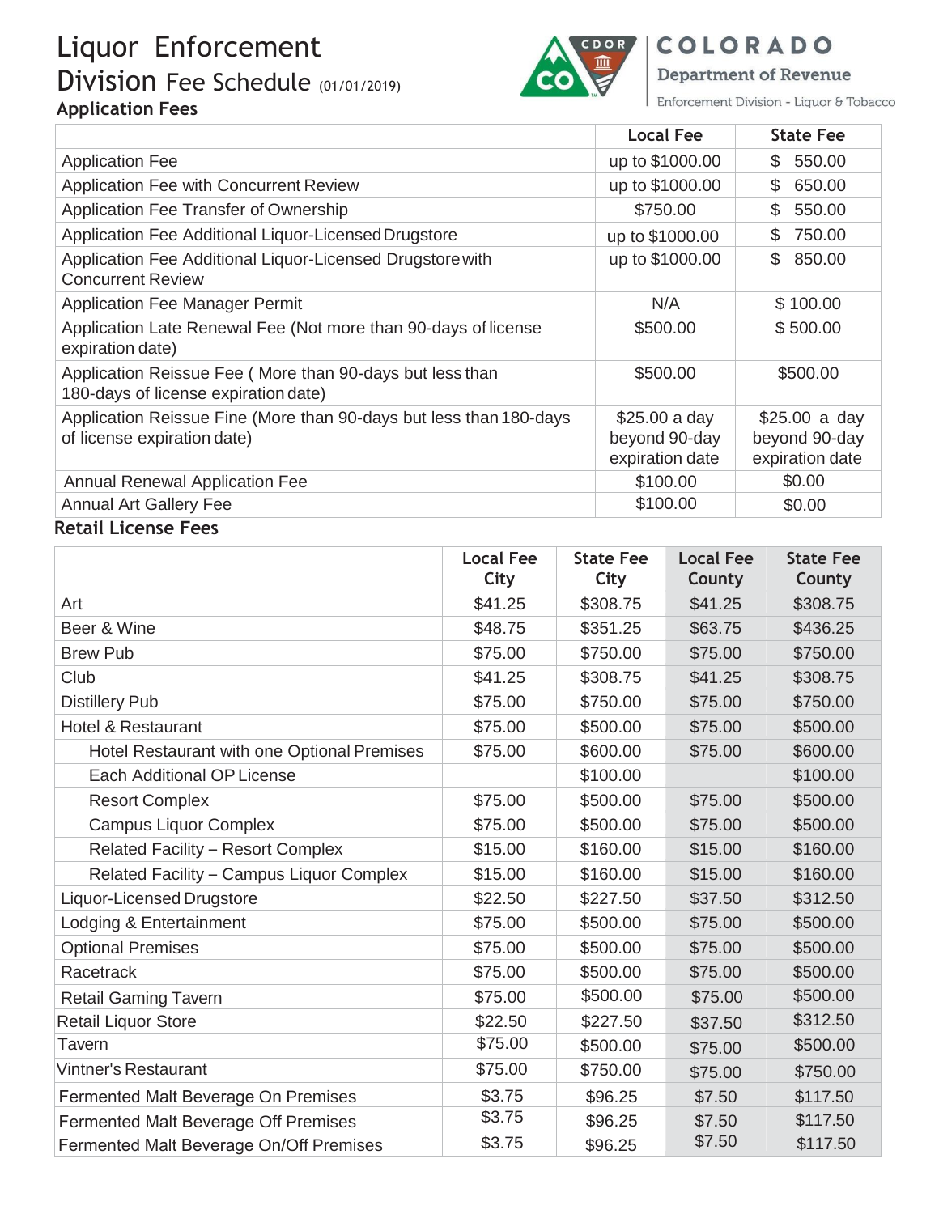# Liquor Enforcement Division Fee Schedule (01/01/2019)

COLORADO
Department of Revenue
Enforcement Division - Liquor & Tobacco

## Application Fees

| | Local Fee | State Fee |
|---|---|---|
| Application Fee | up to $1000.00 | $ 550.00 |
| Application Fee with Concurrent Review | up to $1000.00 | $ 650.00 |
| Application Fee Transfer of Ownership | $750.00 | $ 550.00 |
| Application Fee Additional Liquor-Licensed Drugstore | up to $1000.00 | $ 750.00 |
| Application Fee Additional Liquor-Licensed Drugstore with Concurrent Review | up to $1000.00 | $ 850.00 |
| Application Fee Manager Permit | N/A | $ 100.00 |
| Application Late Renewal Fee (Not more than 90-days of license expiration date) | $500.00 | $ 500.00 |
| Application Reissue Fee ( More than 90-days but less than 180-days of license expiration date) | $500.00 | $500.00 |
| Application Reissue Fine (More than 90-days but less than 180-days of license expiration date) | $25.00 a day beyond 90-day expiration date | $25.00 a day beyond 90-day expiration date |
| Annual Renewal Application Fee | $100.00 | $0.00 |
| Annual Art Gallery Fee | $100.00 | $0.00 |

## Retail License Fees

| | Local Fee City | State Fee City | Local Fee County | State Fee County |
|---|---|---|---|---|
| Art | $41.25 | $308.75 | $41.25 | $308.75 |
| Beer & Wine | $48.75 | $351.25 | $63.75 | $436.25 |
| Brew Pub | $75.00 | $750.00 | $75.00 | $750.00 |
| Club | $41.25 | $308.75 | $41.25 | $308.75 |
| Distillery Pub | $75.00 | $750.00 | $75.00 | $750.00 |
| Hotel & Restaurant | $75.00 | $500.00 | $75.00 | $500.00 |
| Hotel Restaurant with one Optional Premises | $75.00 | $600.00 | $75.00 | $600.00 |
| Each Additional OP License | | $100.00 | | $100.00 |
| Resort Complex | $75.00 | $500.00 | $75.00 | $500.00 |
| Campus Liquor Complex | $75.00 | $500.00 | $75.00 | $500.00 |
| Related Facility – Resort Complex | $15.00 | $160.00 | $15.00 | $160.00 |
| Related Facility – Campus Liquor Complex | $15.00 | $160.00 | $15.00 | $160.00 |
| Liquor-Licensed Drugstore | $22.50 | $227.50 | $37.50 | $312.50 |
| Lodging & Entertainment | $75.00 | $500.00 | $75.00 | $500.00 |
| Optional Premises | $75.00 | $500.00 | $75.00 | $500.00 |
| Racetrack | $75.00 | $500.00 | $75.00 | $500.00 |
| Retail Gaming Tavern | $75.00 | $500.00 | $75.00 | $500.00 |
| Retail Liquor Store | $22.50 | $227.50 | $37.50 | $312.50 |
| Tavern | $75.00 | $500.00 | $75.00 | $500.00 |
| Vintner's Restaurant | $75.00 | $750.00 | $75.00 | $750.00 |
| Fermented Malt Beverage On Premises | $3.75 | $96.25 | $7.50 | $117.50 |
| Fermented Malt Beverage Off Premises | $3.75 | $96.25 | $7.50 | $117.50 |
| Fermented Malt Beverage On/Off Premises | $3.75 | $96.25 | $7.50 | $117.50 |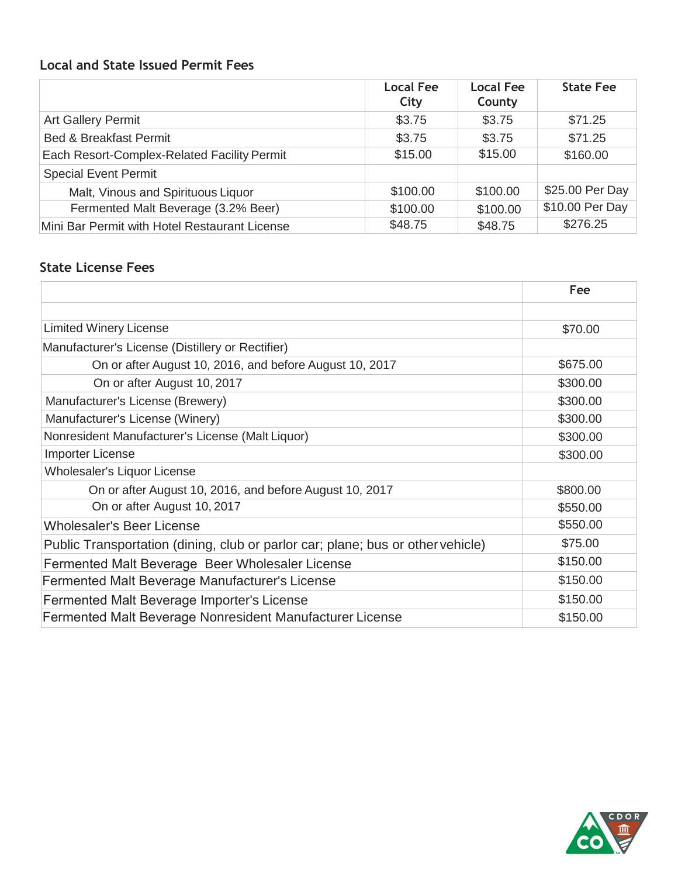### Local and State Issued Permit Fees

| | Local Fee City | Local Fee County | State Fee |
|---|---|---|---|
| Art Gallery Permit | $3.75 | $3.75 | $71.25 |
| Bed & Breakfast Permit | $3.75 | $3.75 | $71.25 |
| Each Resort-Complex-Related Facility Permit | $15.00 | $15.00 | $160.00 |
| Special Event Permit | | | |
| Malt, Vinous and Spirituous Liquor | $100.00 | $100.00 | $25.00 Per Day |
| Fermented Malt Beverage (3.2% Beer) | $100.00 | $100.00 | $10.00 Per Day |
| Mini Bar Permit with Hotel Restaurant License | $48.75 | $48.75 | $276.25 |

### State License Fees

| | Fee |
|---|---|
| | |
| Limited Winery License | $70.00 |
| Manufacturer's License (Distillery or Rectifier) | |
| On or after August 10, 2016, and before August 10, 2017 | $675.00 |
| On or after August 10, 2017 | $300.00 |
| Manufacturer's License (Brewery) | $300.00 |
| Manufacturer's License (Winery) | $300.00 |
| Nonresident Manufacturer's License (Malt Liquor) | $300.00 |
| Importer License | $300.00 |
| Wholesaler's Liquor License | |
| On or after August 10, 2016, and before August 10, 2017 | $800.00 |
| On or after August 10, 2017 | $550.00 |
| Wholesaler's Beer License | $550.00 |
| Public Transportation (dining, club or parlor car; plane; bus or other vehicle) | $75.00 |
| Fermented Malt Beverage Beer Wholesaler License | $150.00 |
| Fermented Malt Beverage Manufacturer's License | $150.00 |
| Fermented Malt Beverage Importer's License | $150.00 |
| Fermented Malt Beverage Nonresident Manufacturer License | $150.00 |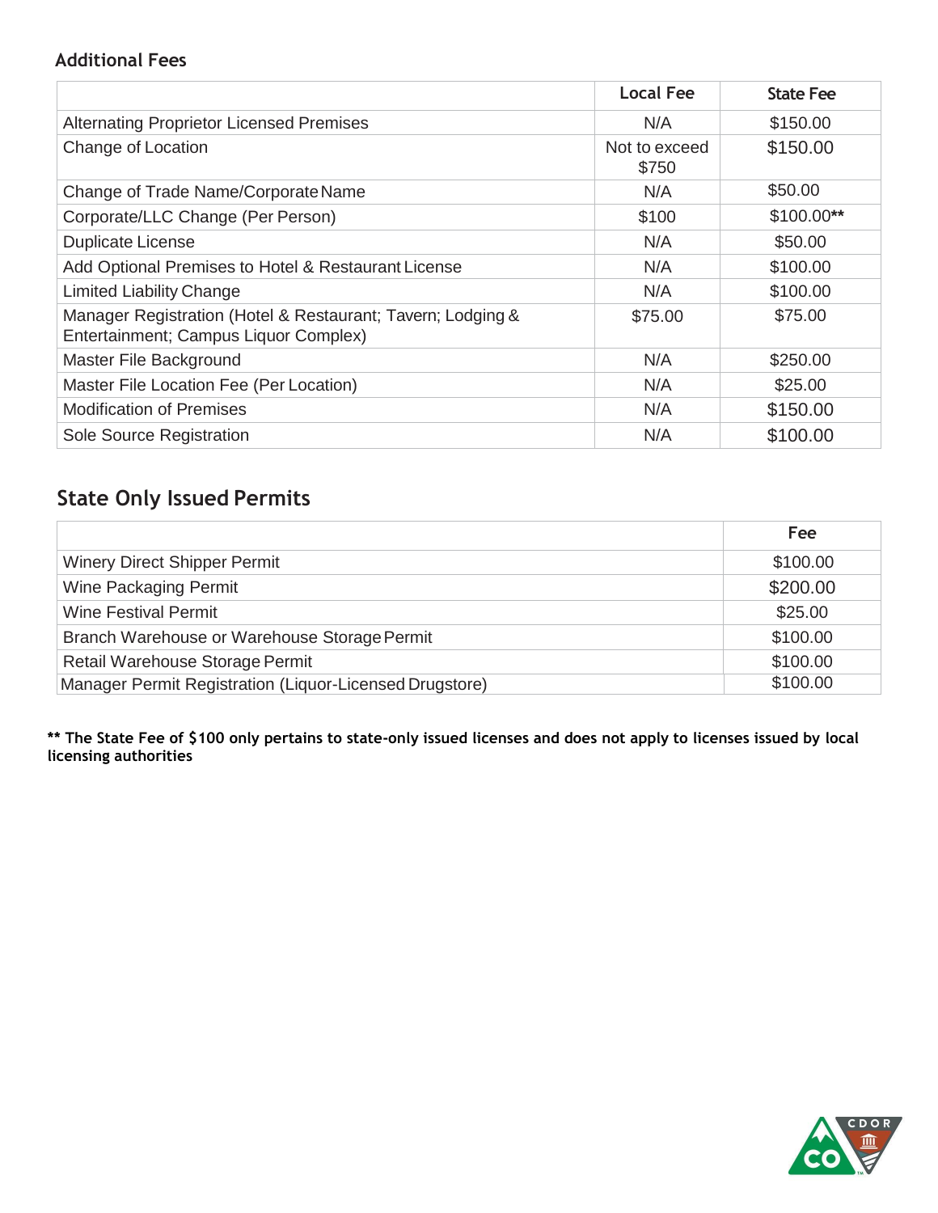## Additional Fees

| | Local Fee | State Fee |
|---|---|---|
| Alternating Proprietor Licensed Premises | N/A | $150.00 |
| Change of Location | Not to exceed $750 | $150.00 |
| Change of Trade Name/Corporate Name | N/A | $50.00 |
| Corporate/LLC Change (Per Person) | $100 | $100.00** |
| Duplicate License | N/A | $50.00 |
| Add Optional Premises to Hotel & Restaurant License | N/A | $100.00 |
| Limited Liability Change | N/A | $100.00 |
| Manager Registration (Hotel & Restaurant; Tavern; Lodging & Entertainment; Campus Liquor Complex) | $75.00 | $75.00 |
| Master File Background | N/A | $250.00 |
| Master File Location Fee (Per Location) | N/A | $25.00 |
| Modification of Premises | N/A | $150.00 |
| Sole Source Registration | N/A | $100.00 |

## State Only Issued Permits

| | Fee |
|---|---|
| Winery Direct Shipper Permit | $100.00 |
| Wine Packaging Permit | $200.00 |
| Wine Festival Permit | $25.00 |
| Branch Warehouse or Warehouse Storage Permit | $100.00 |
| Retail Warehouse Storage Permit | $100.00 |
| Manager Permit Registration (Liquor-Licensed Drugstore) | $100.00 |

**** The State Fee of $100 only pertains to state-only issued licenses and does not apply to licenses issued by local licensing authorities**